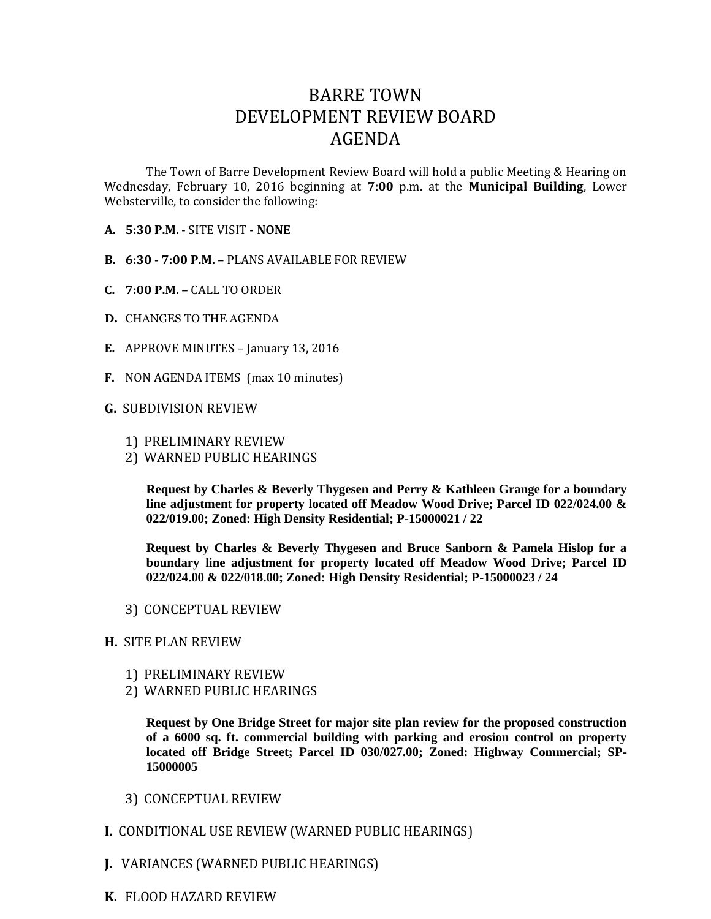# BARRE TOWN
# DEVELOPMENT REVIEW BOARD
# AGENDA

The Town of Barre Development Review Board will hold a public Meeting & Hearing on Wednesday, February 10, 2016 beginning at **7:00** p.m. at the **Municipal Building**, Lower Websterville, to consider the following:

**A. 5:30 P.M.** - SITE VISIT - **NONE**

**B. 6:30 - 7:00 P.M.** – PLANS AVAILABLE FOR REVIEW

**C. 7:00 P.M. –** CALL TO ORDER

**D.** CHANGES TO THE AGENDA

**E.** APPROVE MINUTES – January 13, 2016

**F.** NON AGENDA ITEMS (max 10 minutes)

**G.** SUBDIVISION REVIEW

1) PRELIMINARY REVIEW
2) WARNED PUBLIC HEARINGS

**Request by Charles & Beverly Thygesen and Perry & Kathleen Grange for a boundary line adjustment for property located off Meadow Wood Drive; Parcel ID 022/024.00 & 022/019.00; Zoned: High Density Residential; P-15000021 / 22**

**Request by Charles & Beverly Thygesen and Bruce Sanborn & Pamela Hislop for a boundary line adjustment for property located off Meadow Wood Drive; Parcel ID 022/024.00 & 022/018.00; Zoned: High Density Residential; P-15000023 / 24**

3) CONCEPTUAL REVIEW

**H.** SITE PLAN REVIEW

1) PRELIMINARY REVIEW
2) WARNED PUBLIC HEARINGS

**Request by One Bridge Street for major site plan review for the proposed construction of a 6000 sq. ft. commercial building with parking and erosion control on property located off Bridge Street; Parcel ID 030/027.00; Zoned: Highway Commercial; SP-15000005**

3) CONCEPTUAL REVIEW

**I.** CONDITIONAL USE REVIEW (WARNED PUBLIC HEARINGS)

**J.** VARIANCES (WARNED PUBLIC HEARINGS)

**K.** FLOOD HAZARD REVIEW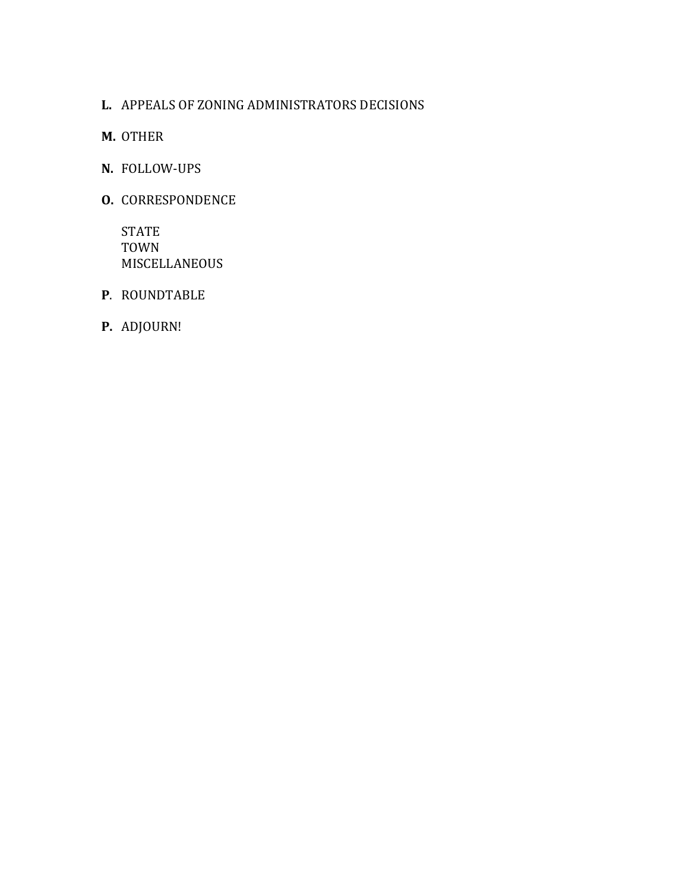**L.** APPEALS OF ZONING ADMINISTRATORS DECISIONS

**M.** OTHER

**N.** FOLLOW-UPS

**O.** CORRESPONDENCE

STATE
TOWN
MISCELLANEOUS

**P**. ROUNDTABLE

**P.** ADJOURN!